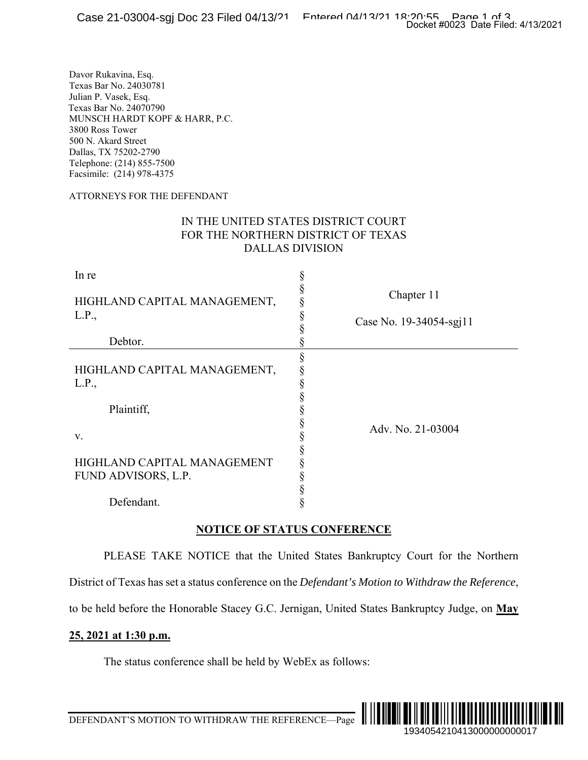Davor Rukavina, Esq.
Texas Bar No. 24030781
Julian P. Vasek, Esq.
Texas Bar No. 24070790
MUNSCH HARDT KOPF & HARR, P.C.
3800 Ross Tower
500 N. Akard Street
Dallas, TX 75202-2790
Telephone: (214) 855-7500
Facsimile: (214) 978-4375

ATTORNEYS FOR THE DEFENDANT

IN THE UNITED STATES DISTRICT COURT
FOR THE NORTHERN DISTRICT OF TEXAS
DALLAS DIVISION

| | | |
|---|---|---|
| In re<br><br>HIGHLAND CAPITAL MANAGEMENT, L.P.,<br><br>Debtor. | § | Chapter 11<br><br>Case No. 19-34054-sgj11 |
| HIGHLAND CAPITAL MANAGEMENT, L.P.,<br><br>Plaintiff,<br><br>v.<br><br>HIGHLAND CAPITAL MANAGEMENT FUND ADVISORS, L.P.<br><br>Defendant. | § | Adv. No. 21-03004 |

**NOTICE OF STATUS CONFERENCE**

PLEASE TAKE NOTICE that the United States Bankruptcy Court for the Northern District of Texas has set a status conference on the *Defendant's Motion to Withdraw the Reference*, to be held before the Honorable Stacey G.C. Jernigan, United States Bankruptcy Judge, on **May 25, 2021 at 1:30 p.m.**

The status conference shall be held by WebEx as follows: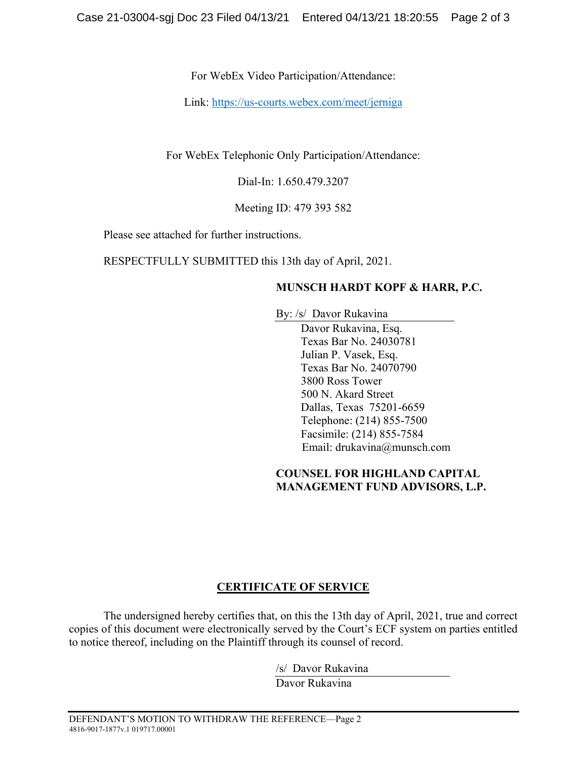For WebEx Video Participation/Attendance:

Link: https://us-courts.webex.com/meet/jerniga

For WebEx Telephonic Only Participation/Attendance:

Dial-In: 1.650.479.3207

Meeting ID: 479 393 582

Please see attached for further instructions.

RESPECTFULLY SUBMITTED this 13th day of April, 2021.

**MUNSCH HARDT KOPF & HARR, P.C.**

By: /s/ Davor Rukavina
Davor Rukavina, Esq.
Texas Bar No. 24030781
Julian P. Vasek, Esq.
Texas Bar No. 24070790
3800 Ross Tower
500 N. Akard Street
Dallas, Texas 75201-6659
Telephone: (214) 855-7500
Facsimile: (214) 855-7584
Email: drukavina@munsch.com

**COUNSEL FOR HIGHLAND CAPITAL MANAGEMENT FUND ADVISORS, L.P.**

## CERTIFICATE OF SERVICE

The undersigned hereby certifies that, on this the 13th day of April, 2021, true and correct copies of this document were electronically served by the Court's ECF system on parties entitled to notice thereof, including on the Plaintiff through its counsel of record.

/s/ Davor Rukavina
Davor Rukavina

DEFENDANT'S MOTION TO WITHDRAW THE REFERENCE—Page 2
4816-9017-1877v.1 019717.00001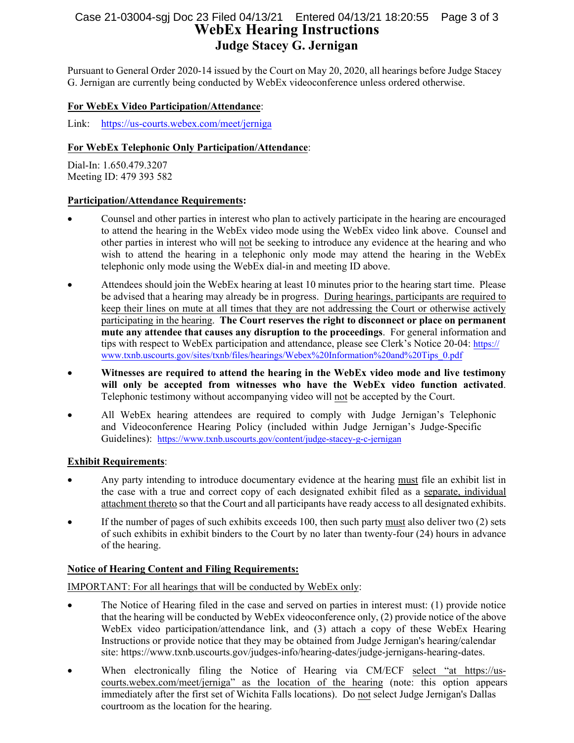# WebEx Hearing Instructions
## Judge Stacey G. Jernigan

Pursuant to General Order 2020-14 issued by the Court on May 20, 2020, all hearings before Judge Stacey G. Jernigan are currently being conducted by WebEx videoconference unless ordered otherwise.

**For WebEx Video Participation/Attendance**:

Link: https://us-courts.webex.com/meet/jerniga

**For WebEx Telephonic Only Participation/Attendance**:

Dial-In: 1.650.479.3207
Meeting ID: 479 393 582

**Participation/Attendance Requirements:**

- Counsel and other parties in interest who plan to actively participate in the hearing are encouraged to attend the hearing in the WebEx video mode using the WebEx video link above. Counsel and other parties in interest who will not be seeking to introduce any evidence at the hearing and who wish to attend the hearing in a telephonic only mode may attend the hearing in the WebEx telephonic only mode using the WebEx dial-in and meeting ID above.
- Attendees should join the WebEx hearing at least 10 minutes prior to the hearing start time. Please be advised that a hearing may already be in progress. During hearings, participants are required to keep their lines on mute at all times that they are not addressing the Court or otherwise actively participating in the hearing. **The Court reserves the right to disconnect or place on permanent mute any attendee that causes any disruption to the proceedings**. For general information and tips with respect to WebEx participation and attendance, please see Clerk's Notice 20-04: https://www.txnb.uscourts.gov/sites/txnb/files/hearings/Webex%20Information%20and%20Tips_0.pdf
- **Witnesses are required to attend the hearing in the WebEx video mode and live testimony will only be accepted from witnesses who have the WebEx video function activated**. Telephonic testimony without accompanying video will not be accepted by the Court.
- All WebEx hearing attendees are required to comply with Judge Jernigan's Telephonic and Videoconference Hearing Policy (included within Judge Jernigan's Judge-Specific Guidelines): https://www.txnb.uscourts.gov/content/judge-stacey-g-c-jernigan

**Exhibit Requirements**:

- Any party intending to introduce documentary evidence at the hearing must file an exhibit list in the case with a true and correct copy of each designated exhibit filed as a separate, individual attachment thereto so that the Court and all participants have ready access to all designated exhibits.
- If the number of pages of such exhibits exceeds 100, then such party must also deliver two (2) sets of such exhibits in exhibit binders to the Court by no later than twenty-four (24) hours in advance of the hearing.

**Notice of Hearing Content and Filing Requirements:**

IMPORTANT: For all hearings that will be conducted by WebEx only:

- The Notice of Hearing filed in the case and served on parties in interest must: (1) provide notice that the hearing will be conducted by WebEx videoconference only, (2) provide notice of the above WebEx video participation/attendance link, and (3) attach a copy of these WebEx Hearing Instructions or provide notice that they may be obtained from Judge Jernigan's hearing/calendar site: https://www.txnb.uscourts.gov/judges-info/hearing-dates/judge-jernigans-hearing-dates.
- When electronically filing the Notice of Hearing via CM/ECF select "at https://us-courts.webex.com/meet/jerniga" as the location of the hearing (note: this option appears immediately after the first set of Wichita Falls locations). Do not select Judge Jernigan's Dallas courtroom as the location for the hearing.